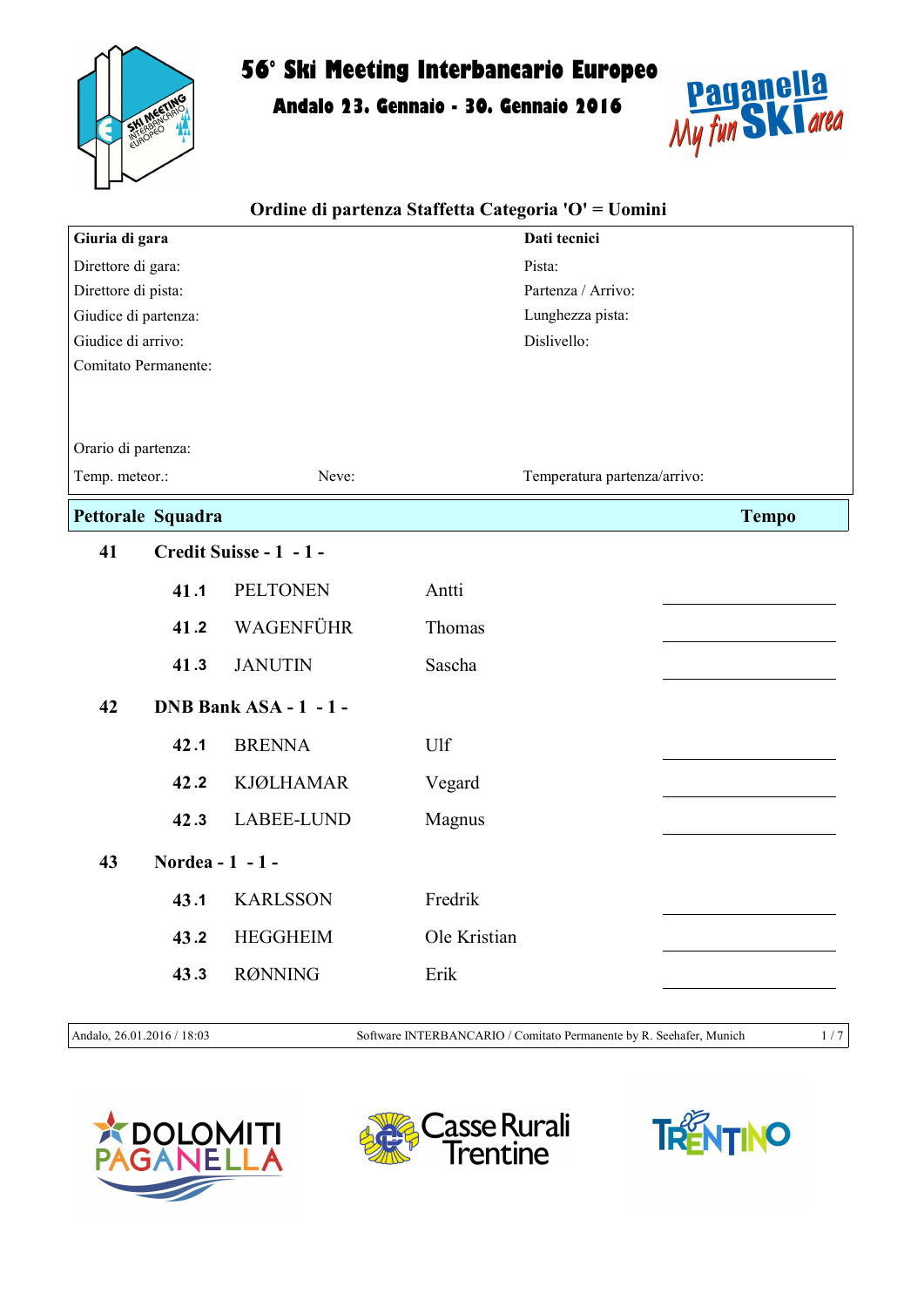# 56° Ski Meeting Interbancario Europeo

## Andalo 23. Gennaio - 30. Gennaio 2016

### Ordine di partenza Staffetta Categoria 'O' = Uomini

| **Giuria di gara** | | **Dati tecnici** |
|---|---|---|
| Direttore di gara: | | Pista: |
| Direttore di pista: | | Partenza / Arrivo: |
| Giudice di partenza: | | Lunghezza pista: |
| Giudice di arrivo: | | Dislivello: |
| Comitato Permanente: | | |
| Orario di partenza: | | |
| Temp. meteor.: | Neve: | Temperatura partenza/arrivo: |

| Pettorale | Squadra | | Tempo |
|---|---|---|---|
| **41** | **Credit Suisse - 1 - 1 -** | | |
| **41 .1** | PELTONEN | Antti | |
| **41 .2** | WAGENFÜHR | Thomas | |
| **41 .3** | JANUTIN | Sascha | |
| **42** | **DNB Bank ASA - 1 - 1 -** | | |
| **42 .1** | BRENNA | Ulf | |
| **42 .2** | KJØLHAMAR | Vegard | |
| **42 .3** | LABEE-LUND | Magnus | |
| **43** | **Nordea - 1 - 1 -** | | |
| **43 .1** | KARLSSON | Fredrik | |
| **43 .2** | HEGGHEIM | Ole Kristian | |
| **43 .3** | RØNNING | Erik | |

Andalo, 26.01.2016 / 18:03 — Software INTERBANCARIO / Comitato Permanente by R. Seehafer, Munich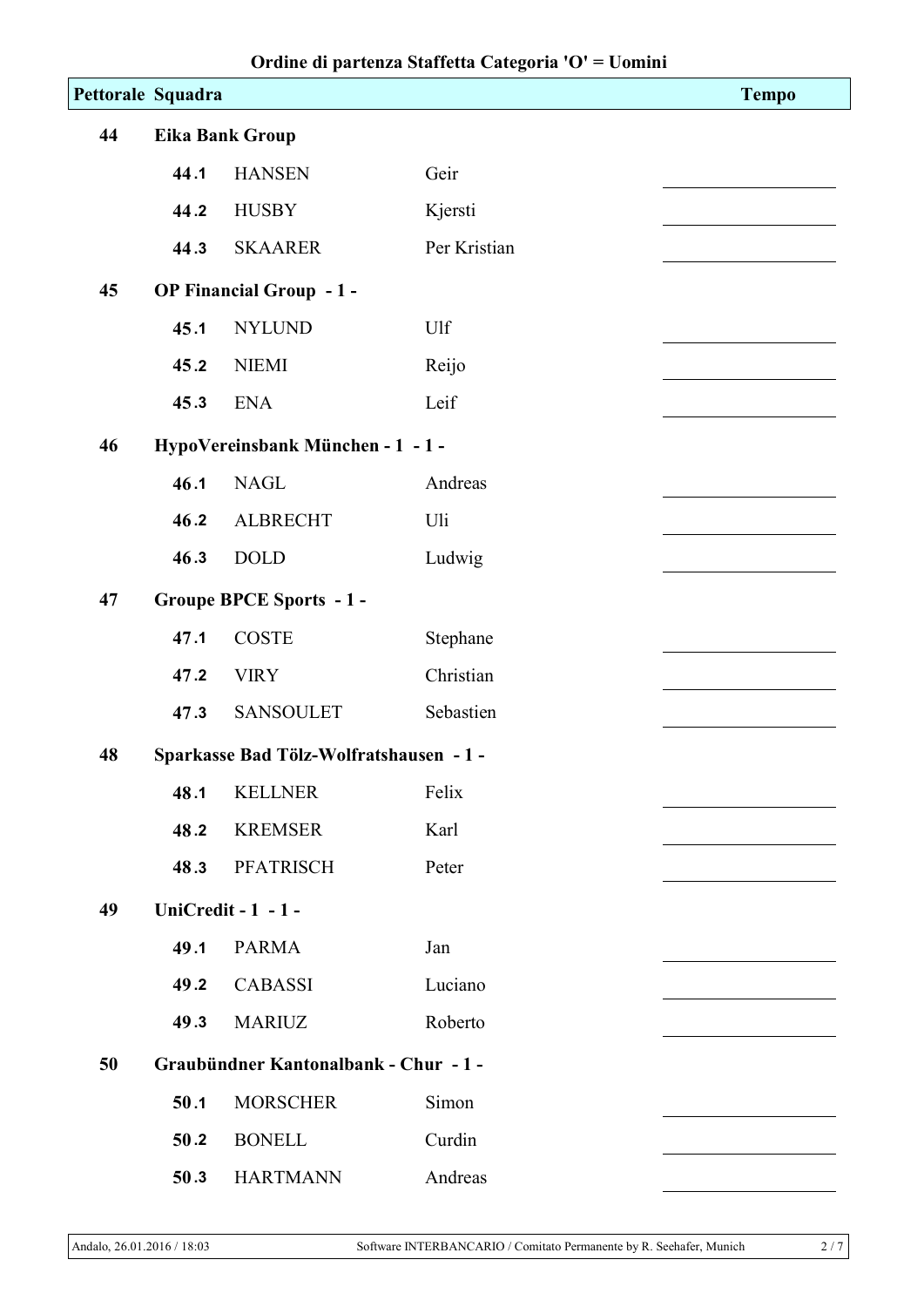## Ordine di partenza Staffetta Categoria 'O' = Uomini

| Pettorale | Squadra | | Tempo |
|---|---|---|---|
| **44** | **Eika Bank Group** | | |
| **44.1** | HANSEN | Geir | |
| **44.2** | HUSBY | Kjersti | |
| **44.3** | SKAARER | Per Kristian | |
| **45** | **OP Financial Group - 1 -** | | |
| **45.1** | NYLUND | Ulf | |
| **45.2** | NIEMI | Reijo | |
| **45.3** | ENA | Leif | |
| **46** | **HypoVereinsbank München - 1 - 1 -** | | |
| **46.1** | NAGL | Andreas | |
| **46.2** | ALBRECHT | Uli | |
| **46.3** | DOLD | Ludwig | |
| **47** | **Groupe BPCE Sports - 1 -** | | |
| **47.1** | COSTE | Stephane | |
| **47.2** | VIRY | Christian | |
| **47.3** | SANSOULET | Sebastien | |
| **48** | **Sparkasse Bad Tölz-Wolfratshausen - 1 -** | | |
| **48.1** | KELLNER | Felix | |
| **48.2** | KREMSER | Karl | |
| **48.3** | PFATRISCH | Peter | |
| **49** | **UniCredit - 1 - 1 -** | | |
| **49.1** | PARMA | Jan | |
| **49.2** | CABASSI | Luciano | |
| **49.3** | MARIUZ | Roberto | |
| **50** | **Graubündner Kantonalbank - Chur - 1 -** | | |
| **50.1** | MORSCHER | Simon | |
| **50.2** | BONELL | Curdin | |
| **50.3** | HARTMANN | Andreas | |

Andalo, 26.01.2016 / 18:03 — Software INTERBANCARIO / Comitato Permanente by R. Seehafer, Munich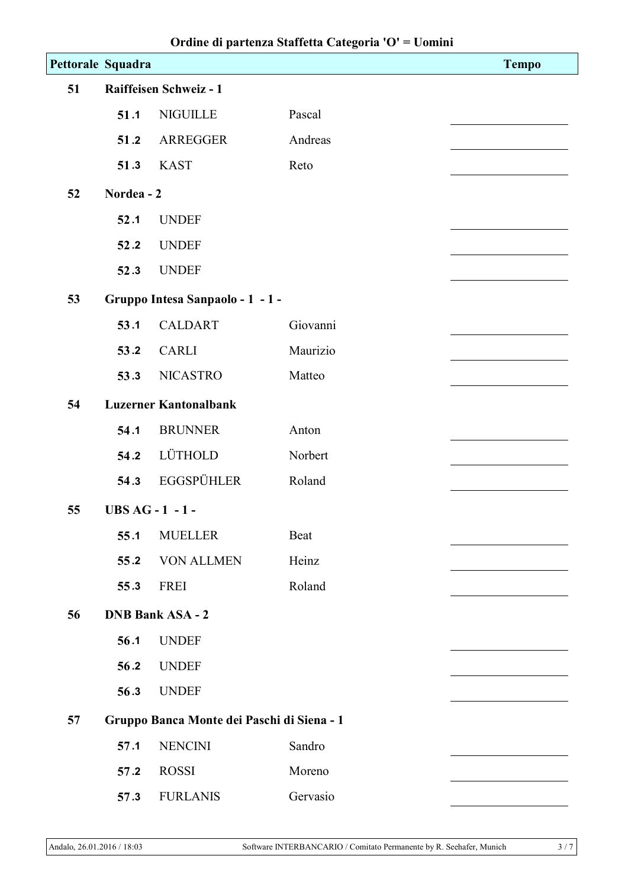# Ordine di partenza Staffetta Categoria 'O' = Uomini

| Pettorale | Squadra | | Tempo |
|---|---|---|---|
| **51** | **Raiffeisen Schweiz - 1** | | |
| **51.1** | NIGUILLE | Pascal | |
| **51.2** | ARREGGER | Andreas | |
| **51.3** | KAST | Reto | |
| **52** | **Nordea - 2** | | |
| **52.1** | UNDEF | | |
| **52.2** | UNDEF | | |
| **52.3** | UNDEF | | |
| **53** | **Gruppo Intesa Sanpaolo - 1 - 1 -** | | |
| **53.1** | CALDART | Giovanni | |
| **53.2** | CARLI | Maurizio | |
| **53.3** | NICASTRO | Matteo | |
| **54** | **Luzerner Kantonalbank** | | |
| **54.1** | BRUNNER | Anton | |
| **54.2** | LÜTHOLD | Norbert | |
| **54.3** | EGGSPÜHLER | Roland | |
| **55** | **UBS AG - 1 - 1 -** | | |
| **55.1** | MUELLER | Beat | |
| **55.2** | VON ALLMEN | Heinz | |
| **55.3** | FREI | Roland | |
| **56** | **DNB Bank ASA - 2** | | |
| **56.1** | UNDEF | | |
| **56.2** | UNDEF | | |
| **56.3** | UNDEF | | |
| **57** | **Gruppo Banca Monte dei Paschi di Siena - 1** | | |
| **57.1** | NENCINI | Sandro | |
| **57.2** | ROSSI | Moreno | |
| **57.3** | FURLANIS | Gervasio | |

Andalo, 26.01.2016 / 18:03 — Software INTERBANCARIO / Comitato Permanente by R. Seehafer, Munich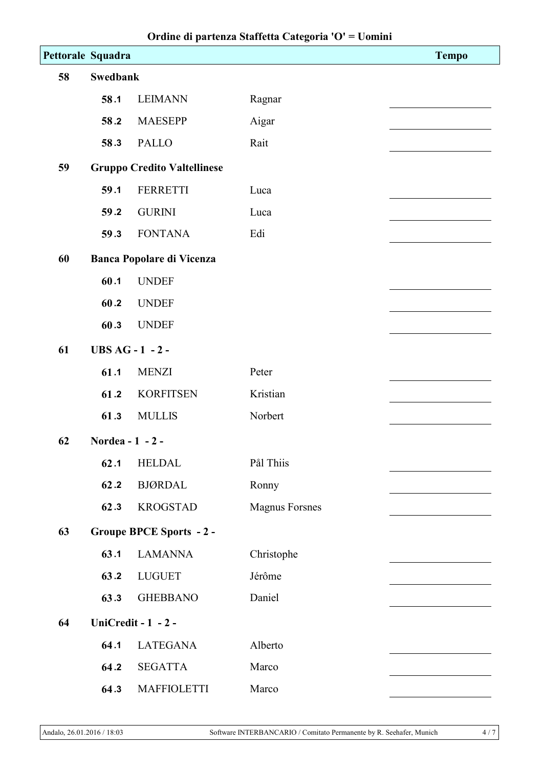## Ordine di partenza Staffetta Categoria 'O' = Uomini

| Pettorale | Squadra | | Tempo |
|---|---|---|---|
| **58** | **Swedbank** | | |
| **58.1** | LEIMANN | Ragnar | |
| **58.2** | MAESEPP | Aigar | |
| **58.3** | PALLO | Rait | |
| **59** | **Gruppo Credito Valtellinese** | | |
| **59.1** | FERRETTI | Luca | |
| **59.2** | GURINI | Luca | |
| **59.3** | FONTANA | Edi | |
| **60** | **Banca Popolare di Vicenza** | | |
| **60.1** | UNDEF | | |
| **60.2** | UNDEF | | |
| **60.3** | UNDEF | | |
| **61** | **UBS AG - 1 - 2 -** | | |
| **61.1** | MENZI | Peter | |
| **61.2** | KORFITSEN | Kristian | |
| **61.3** | MULLIS | Norbert | |
| **62** | **Nordea - 1 - 2 -** | | |
| **62.1** | HELDAL | Pål Thiis | |
| **62.2** | BJØRDAL | Ronny | |
| **62.3** | KROGSTAD | Magnus Forsnes | |
| **63** | **Groupe BPCE Sports - 2 -** | | |
| **63.1** | LAMANNA | Christophe | |
| **63.2** | LUGUET | Jérôme | |
| **63.3** | GHEBBANO | Daniel | |
| **64** | **UniCredit - 1 - 2 -** | | |
| **64.1** | LATEGANA | Alberto | |
| **64.2** | SEGATTA | Marco | |
| **64.3** | MAFFIOLETTI | Marco | |

Andalo, 26.01.2016 / 18:03 — Software INTERBANCARIO / Comitato Permanente by R. Seehafer, Munich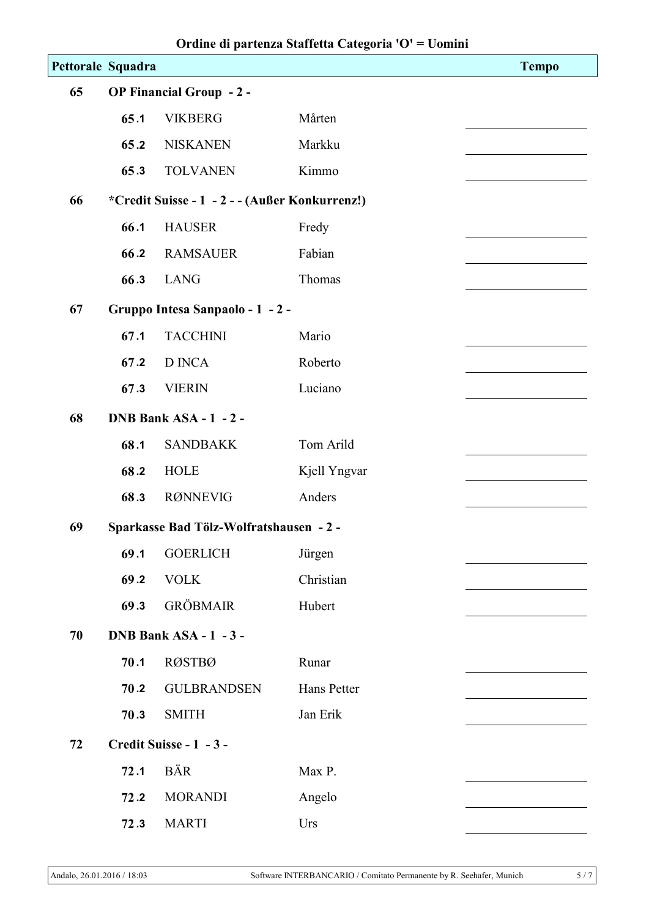## Ordine di partenza Staffetta Categoria 'O' = Uomini

| Pettorale | Squadra | | Tempo |
|---|---|---|---|
| **65** | **OP Financial Group - 2 -** | | |
| **65.1** | VIKBERG | Mårten | |
| **65.2** | NISKANEN | Markku | |
| **65.3** | TOLVANEN | Kimmo | |
| **66** | ***Credit Suisse - 1 - 2 - - (Außer Konkurrenz!)** | | |
| **66.1** | HAUSER | Fredy | |
| **66.2** | RAMSAUER | Fabian | |
| **66.3** | LANG | Thomas | |
| **67** | **Gruppo Intesa Sanpaolo - 1 - 2 -** | | |
| **67.1** | TACCHINI | Mario | |
| **67.2** | D INCA | Roberto | |
| **67.3** | VIERIN | Luciano | |
| **68** | **DNB Bank ASA - 1 - 2 -** | | |
| **68.1** | SANDBAKK | Tom Arild | |
| **68.2** | HOLE | Kjell Yngvar | |
| **68.3** | RØNNEVIG | Anders | |
| **69** | **Sparkasse Bad Tölz-Wolfratshausen - 2 -** | | |
| **69.1** | GOERLICH | Jürgen | |
| **69.2** | VOLK | Christian | |
| **69.3** | GRÖBMAIR | Hubert | |
| **70** | **DNB Bank ASA - 1 - 3 -** | | |
| **70.1** | RØSTBØ | Runar | |
| **70.2** | GULBRANDSEN | Hans Petter | |
| **70.3** | SMITH | Jan Erik | |
| **72** | **Credit Suisse - 1 - 3 -** | | |
| **72.1** | BÄR | Max P. | |
| **72.2** | MORANDI | Angelo | |
| **72.3** | MARTI | Urs | |

Andalo, 26.01.2016 / 18:03 — Software INTERBANCARIO / Comitato Permanente by R. Seehafer, Munich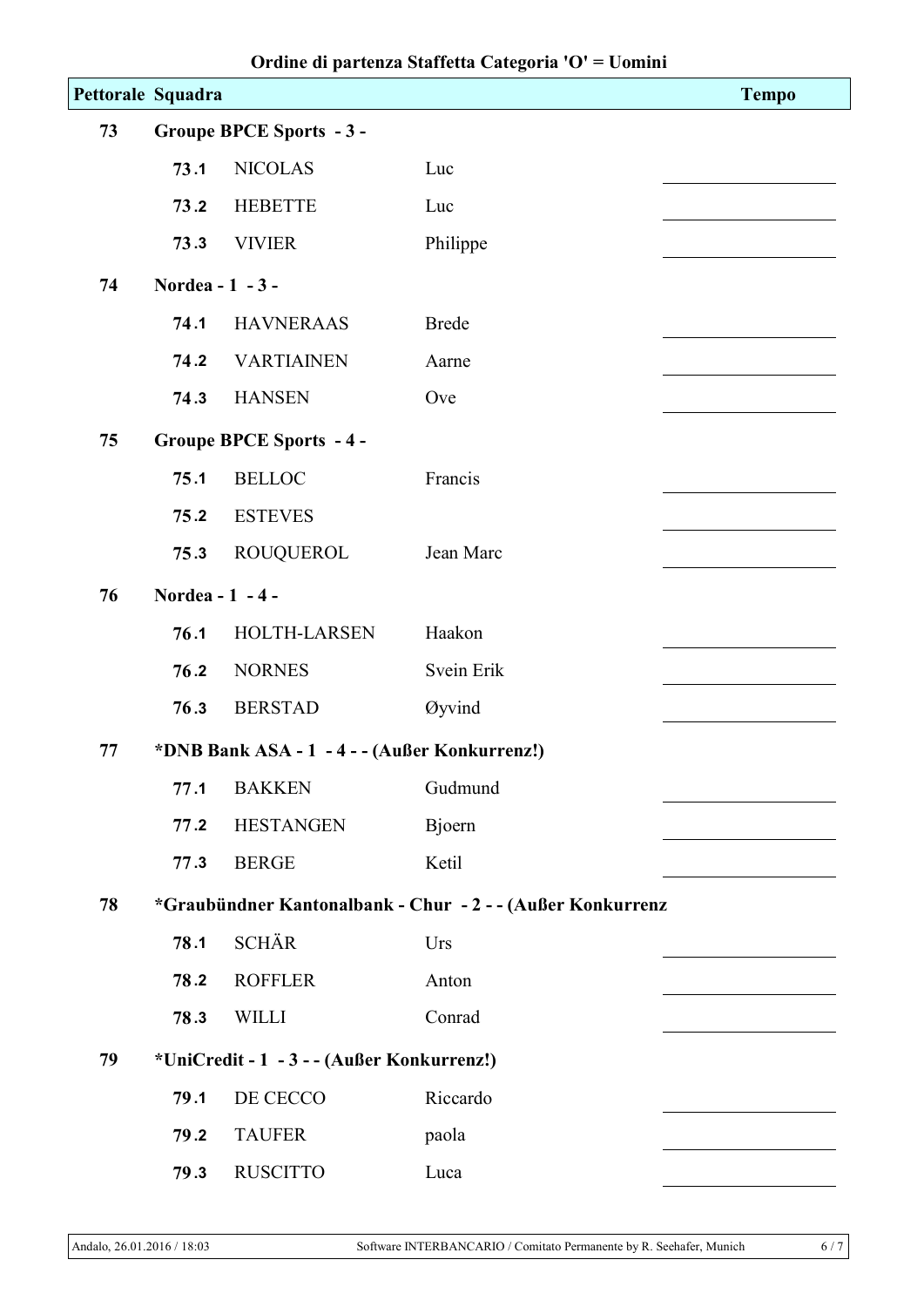## Ordine di partenza Staffetta Categoria 'O' = Uomini

| Pettorale | Squadra | | | Tempo |
|---|---|---|---|---|
| 73 | **Groupe BPCE Sports - 3 -** | | | |
| | 73.1 | NICOLAS | Luc | |
| | 73.2 | HEBETTE | Luc | |
| | 73.3 | VIVIER | Philippe | |
| 74 | **Nordea - 1 - 3 -** | | | |
| | 74.1 | HAVNERAAS | Brede | |
| | 74.2 | VARTIAINEN | Aarne | |
| | 74.3 | HANSEN | Ove | |
| 75 | **Groupe BPCE Sports - 4 -** | | | |
| | 75.1 | BELLOC | Francis | |
| | 75.2 | ESTEVES | | |
| | 75.3 | ROUQUEROL | Jean Marc | |
| 76 | **Nordea - 1 - 4 -** | | | |
| | 76.1 | HOLTH-LARSEN | Haakon | |
| | 76.2 | NORNES | Svein Erik | |
| | 76.3 | BERSTAD | Øyvind | |
| 77 | **\*DNB Bank ASA - 1 - 4 - - (Außer Konkurrenz!)** | | | |
| | 77.1 | BAKKEN | Gudmund | |
| | 77.2 | HESTANGEN | Bjoern | |
| | 77.3 | BERGE | Ketil | |
| 78 | **\*Graubündner Kantonalbank - Chur - 2 - - (Außer Konkurrenz** | | | |
| | 78.1 | SCHÄR | Urs | |
| | 78.2 | ROFFLER | Anton | |
| | 78.3 | WILLI | Conrad | |
| 79 | **\*UniCredit - 1 - 3 - - (Außer Konkurrenz!)** | | | |
| | 79.1 | DE CECCO | Riccardo | |
| | 79.2 | TAUFER | paola | |
| | 79.3 | RUSCITTO | Luca | |

Andalo, 26.01.2016 / 18:03 — Software INTERBANCARIO / Comitato Permanente by R. Seehafer, Munich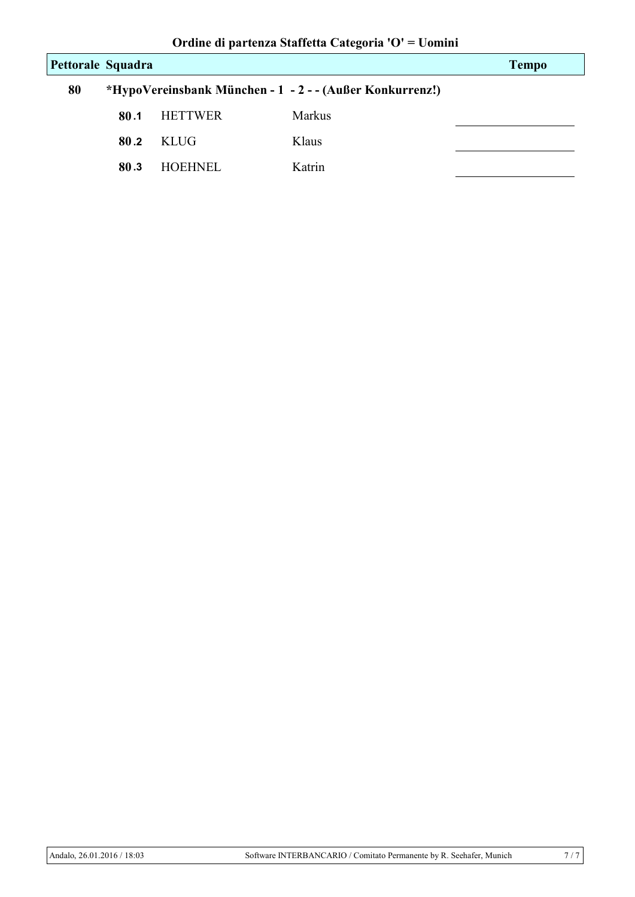## Ordine di partenza Staffetta Categoria 'O' = Uomini

| Pettorale | Squadra | | | Tempo |
|---|---|---|---|---|
| **80** | ***HypoVereinsbank München - 1 - 2 - - (Außer Konkurrenz!)** | | | |
| | **80.1** | HETTWER | Markus | ________________ |
| | **80.2** | KLUG | Klaus | ________________ |
| | **80.3** | HOEHNEL | Katrin | ________________ |

Andalo, 26.01.2016 / 18:03 — Software INTERBANCARIO / Comitato Permanente by R. Seehafer, Munich